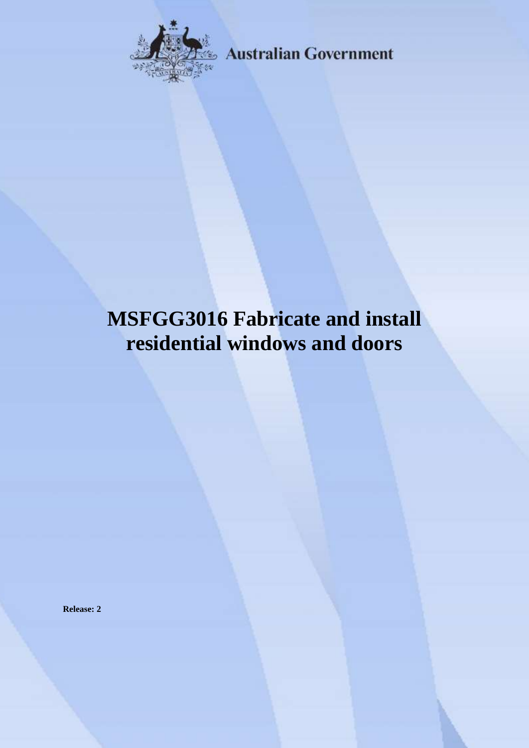Australian Government

# MSFGG3016 Fabricate and install residential windows and doors

**Release: 2**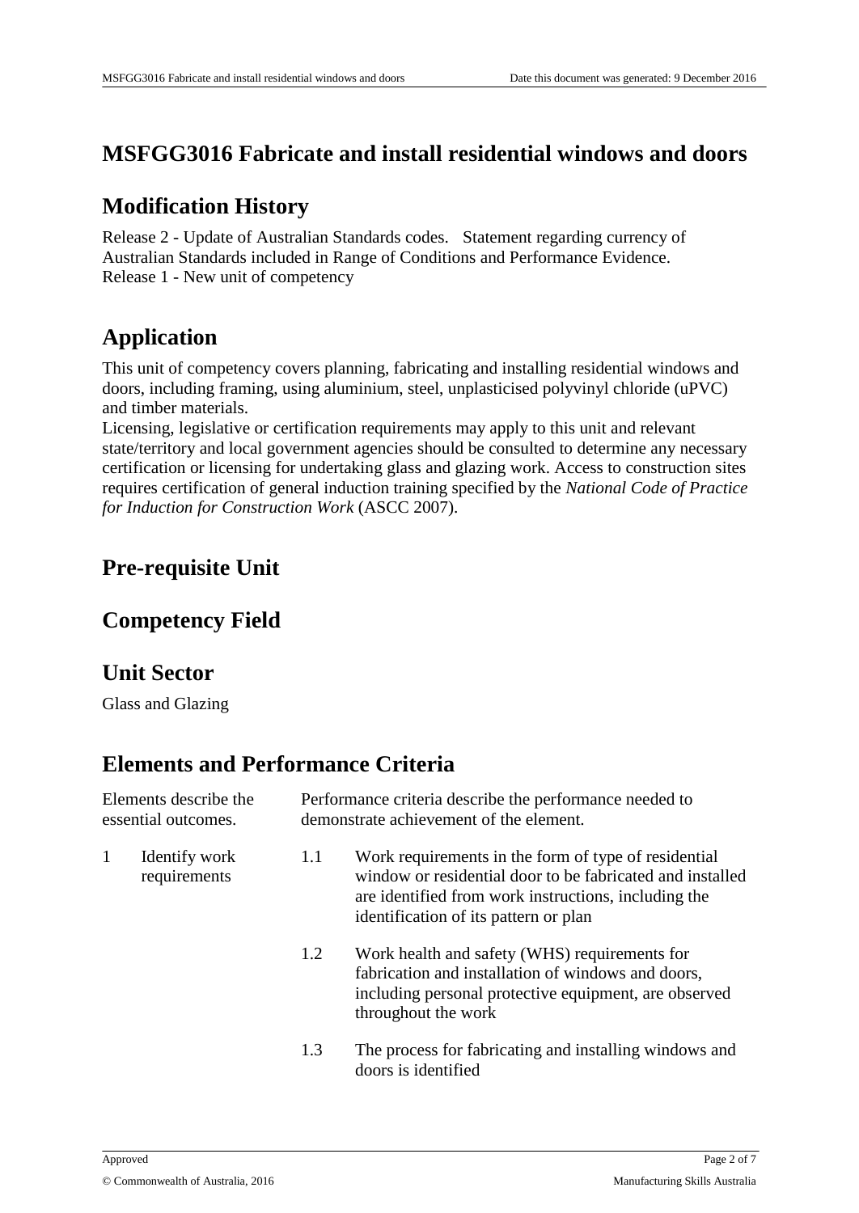# MSFGG3016 Fabricate and install residential windows and doors

## Modification History

Release 2 - Update of Australian Standards codes. Statement regarding currency of Australian Standards included in Range of Conditions and Performance Evidence.
Release 1 - New unit of competency

## Application

This unit of competency covers planning, fabricating and installing residential windows and doors, including framing, using aluminium, steel, unplasticised polyvinyl chloride (uPVC) and timber materials.
Licensing, legislative or certification requirements may apply to this unit and relevant state/territory and local government agencies should be consulted to determine any necessary certification or licensing for undertaking glass and glazing work. Access to construction sites requires certification of general induction training specified by the *National Code of Practice for Induction for Construction Work* (ASCC 2007).

## Pre-requisite Unit

## Competency Field

## Unit Sector

Glass and Glazing

## Elements and Performance Criteria

| Elements describe the essential outcomes. | Performance criteria describe the performance needed to demonstrate achievement of the element. |
|---|---|
| 1 Identify work requirements | 1.1 Work requirements in the form of type of residential window or residential door to be fabricated and installed are identified from work instructions, including the identification of its pattern or plan |
| | 1.2 Work health and safety (WHS) requirements for fabrication and installation of windows and doors, including personal protective equipment, are observed throughout the work |
| | 1.3 The process for fabricating and installing windows and doors is identified |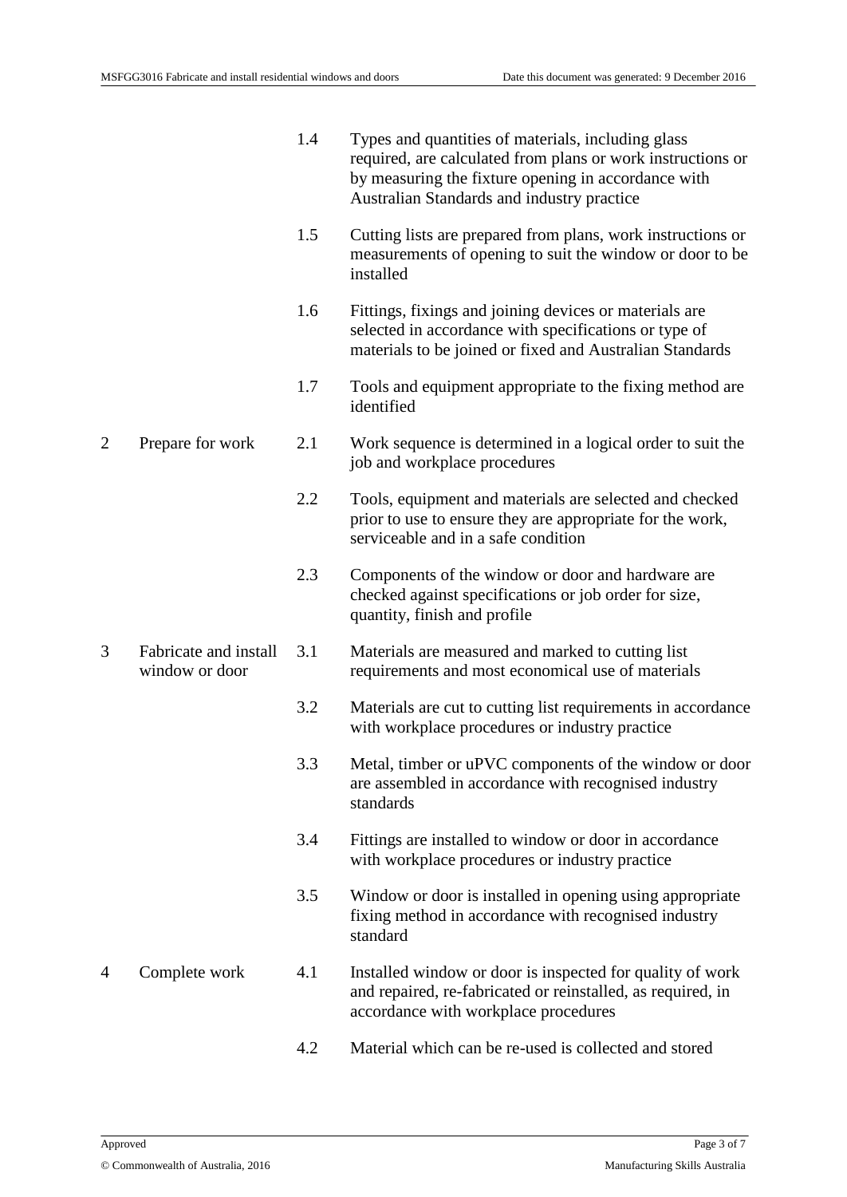| | | | |
|---|---|---|---|
| | | 1.4 | Types and quantities of materials, including glass required, are calculated from plans or work instructions or by measuring the fixture opening in accordance with Australian Standards and industry practice |
| | | 1.5 | Cutting lists are prepared from plans, work instructions or measurements of opening to suit the window or door to be installed |
| | | 1.6 | Fittings, fixings and joining devices or materials are selected in accordance with specifications or type of materials to be joined or fixed and Australian Standards |
| | | 1.7 | Tools and equipment appropriate to the fixing method are identified |
| 2 | Prepare for work | 2.1 | Work sequence is determined in a logical order to suit the job and workplace procedures |
| | | 2.2 | Tools, equipment and materials are selected and checked prior to use to ensure they are appropriate for the work, serviceable and in a safe condition |
| | | 2.3 | Components of the window or door and hardware are checked against specifications or job order for size, quantity, finish and profile |
| 3 | Fabricate and install window or door | 3.1 | Materials are measured and marked to cutting list requirements and most economical use of materials |
| | | 3.2 | Materials are cut to cutting list requirements in accordance with workplace procedures or industry practice |
| | | 3.3 | Metal, timber or uPVC components of the window or door are assembled in accordance with recognised industry standards |
| | | 3.4 | Fittings are installed to window or door in accordance with workplace procedures or industry practice |
| | | 3.5 | Window or door is installed in opening using appropriate fixing method in accordance with recognised industry standard |
| 4 | Complete work | 4.1 | Installed window or door is inspected for quality of work and repaired, re-fabricated or reinstalled, as required, in accordance with workplace procedures |
| | | 4.2 | Material which can be re-used is collected and stored |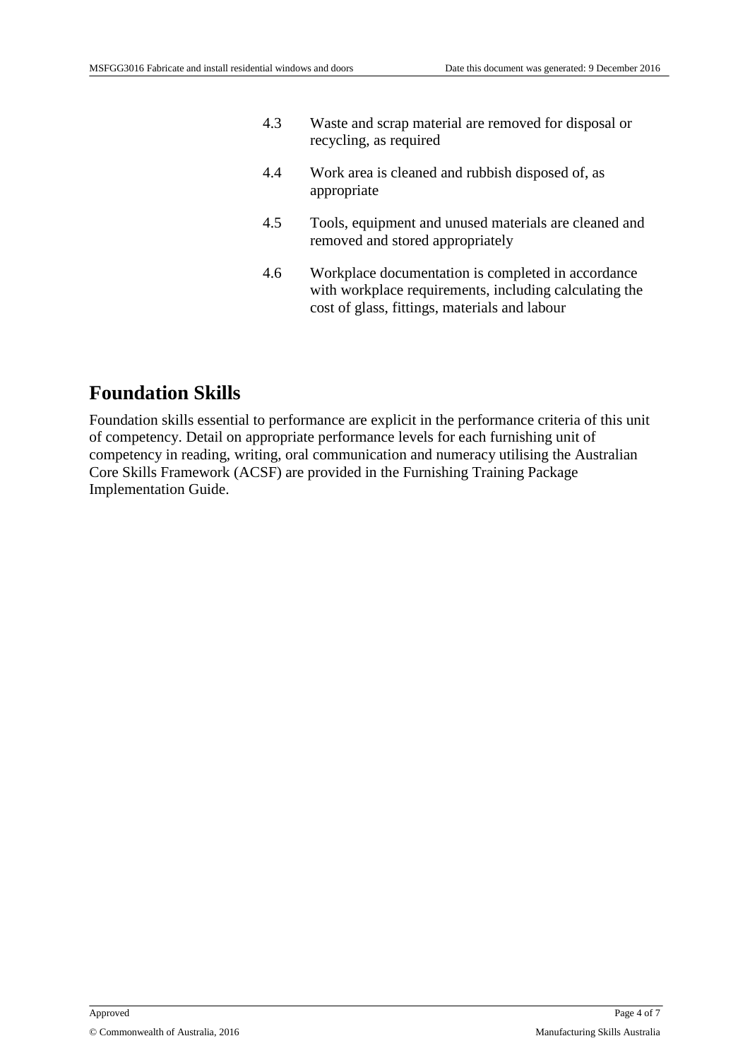| | |
|---|---|
| 4.3 | Waste and scrap material are removed for disposal or recycling, as required |
| 4.4 | Work area is cleaned and rubbish disposed of, as appropriate |
| 4.5 | Tools, equipment and unused materials are cleaned and removed and stored appropriately |
| 4.6 | Workplace documentation is completed in accordance with workplace requirements, including calculating the cost of glass, fittings, materials and labour |

# Foundation Skills

Foundation skills essential to performance are explicit in the performance criteria of this unit of competency. Detail on appropriate performance levels for each furnishing unit of competency in reading, writing, oral communication and numeracy utilising the Australian Core Skills Framework (ACSF) are provided in the Furnishing Training Package Implementation Guide.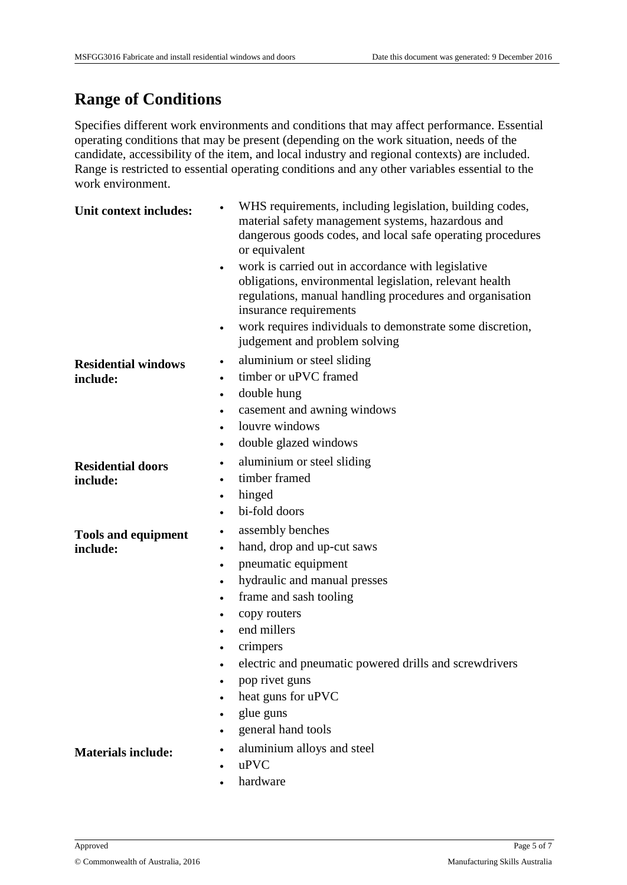## Range of Conditions

Specifies different work environments and conditions that may affect performance. Essential operating conditions that may be present (depending on the work situation, needs of the candidate, accessibility of the item, and local industry and regional contexts) are included. Range is restricted to essential operating conditions and any other variables essential to the work environment.

| | |
|---|---|
| **Unit context includes:** | • WHS requirements, including legislation, building codes, material safety management systems, hazardous and dangerous goods codes, and local safe operating procedures or equivalent<br>• work is carried out in accordance with legislative obligations, environmental legislation, relevant health regulations, manual handling procedures and organisation insurance requirements<br>• work requires individuals to demonstrate some discretion, judgement and problem solving |
| **Residential windows include:** | • aluminium or steel sliding<br>• timber or uPVC framed<br>• double hung<br>• casement and awning windows<br>• louvre windows<br>• double glazed windows |
| **Residential doors include:** | • aluminium or steel sliding<br>• timber framed<br>• hinged<br>• bi-fold doors |
| **Tools and equipment include:** | • assembly benches<br>• hand, drop and up-cut saws<br>• pneumatic equipment<br>• hydraulic and manual presses<br>• frame and sash tooling<br>• copy routers<br>• end millers<br>• crimpers<br>• electric and pneumatic powered drills and screwdrivers<br>• pop rivet guns<br>• heat guns for uPVC<br>• glue guns<br>• general hand tools |
| **Materials include:** | • aluminium alloys and steel<br>• uPVC<br>• hardware |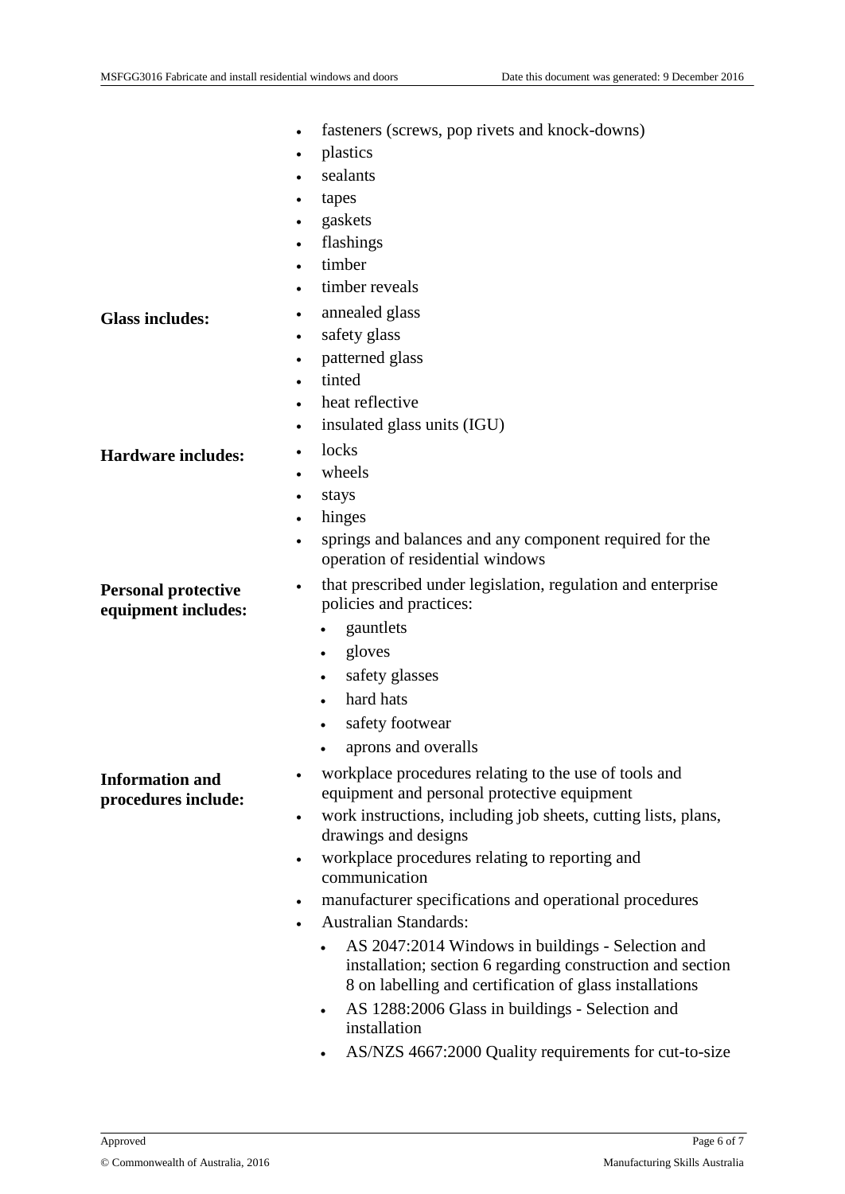- fasteners (screws, pop rivets and knock-downs)
- plastics
- sealants
- tapes
- gaskets
- flashings
- timber
- timber reveals

**Glass includes:**

- annealed glass
- safety glass
- patterned glass
- tinted
- heat reflective
- insulated glass units (IGU)

**Hardware includes:**

- locks
- wheels
- stays
- hinges
- springs and balances and any component required for the operation of residential windows

**Personal protective equipment includes:**

- that prescribed under legislation, regulation and enterprise policies and practices:
  - gauntlets
  - gloves
  - safety glasses
  - hard hats
  - safety footwear
  - aprons and overalls

**Information and procedures include:**

- workplace procedures relating to the use of tools and equipment and personal protective equipment
- work instructions, including job sheets, cutting lists, plans, drawings and designs
- workplace procedures relating to reporting and communication
- manufacturer specifications and operational procedures
- Australian Standards:
  - AS 2047:2014 Windows in buildings - Selection and installation; section 6 regarding construction and section 8 on labelling and certification of glass installations
  - AS 1288:2006 Glass in buildings - Selection and installation
  - AS/NZS 4667:2000 Quality requirements for cut-to-size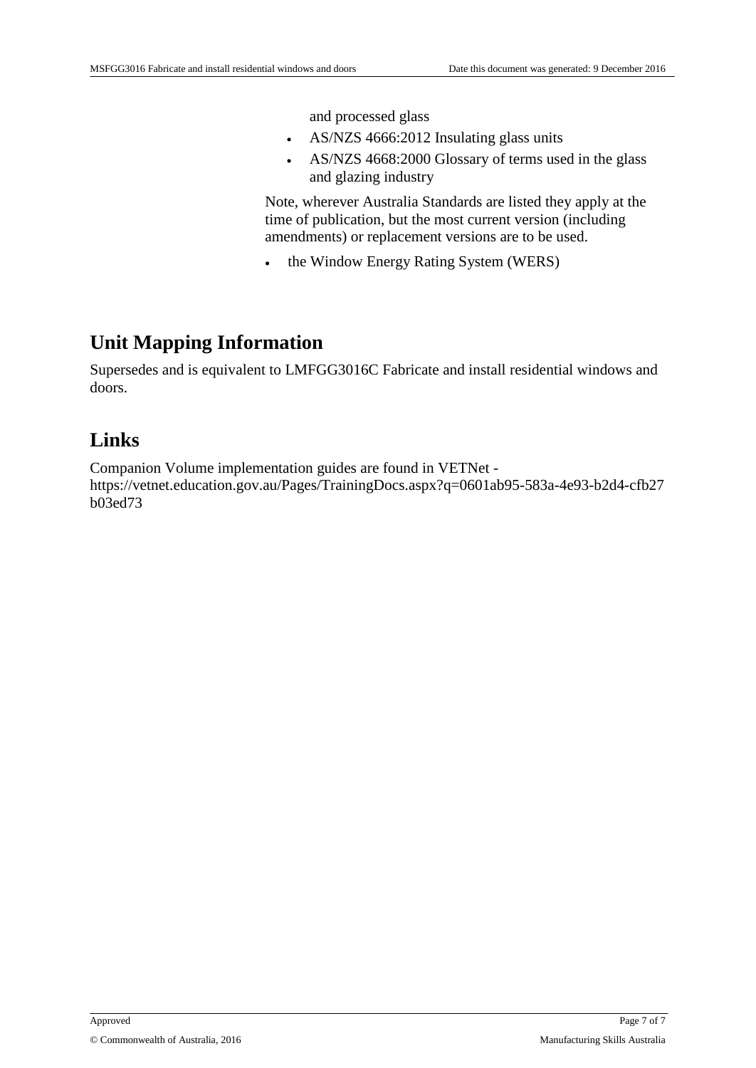and processed glass

- AS/NZS 4666:2012 Insulating glass units
- AS/NZS 4668:2000 Glossary of terms used in the glass and glazing industry

Note, wherever Australia Standards are listed they apply at the time of publication, but the most current version (including amendments) or replacement versions are to be used.

- the Window Energy Rating System (WERS)

## Unit Mapping Information

Supersedes and is equivalent to LMFGG3016C Fabricate and install residential windows and doors.

## Links

Companion Volume implementation guides are found in VETNet - https://vetnet.education.gov.au/Pages/TrainingDocs.aspx?q=0601ab95-583a-4e93-b2d4-cfb27b03ed73